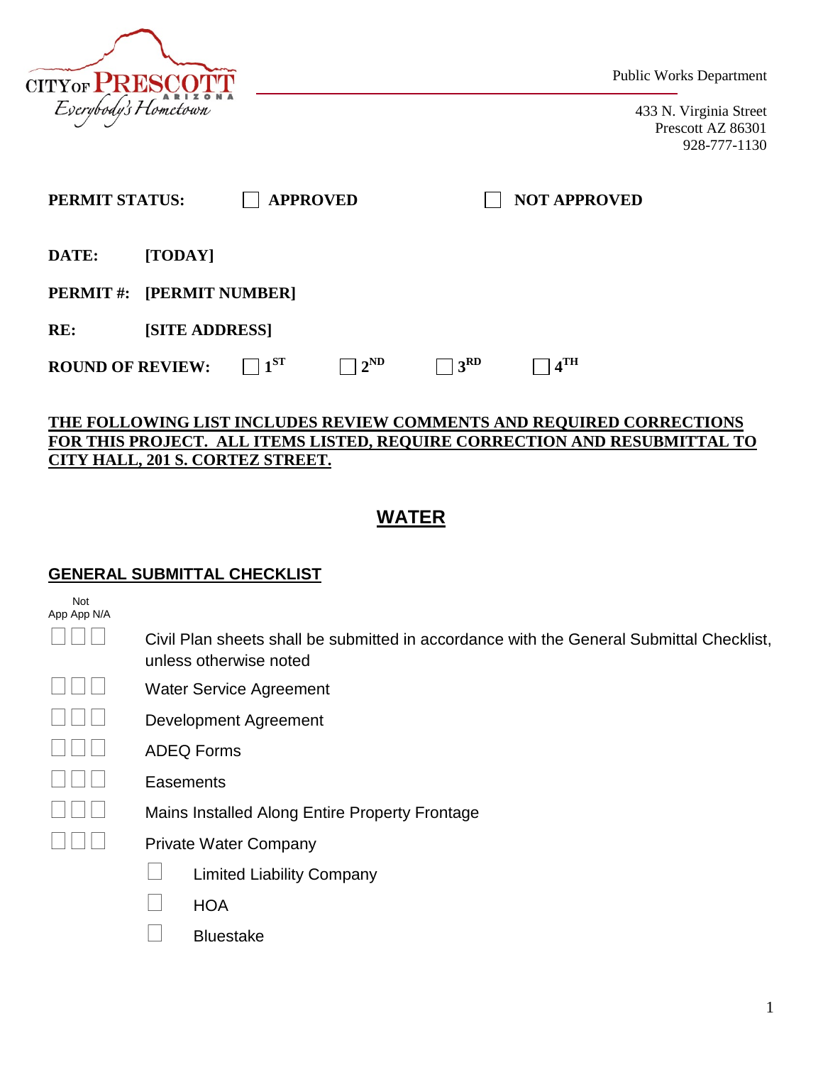CITY OF PRESCOTT
ARIZONA
*Everybody's Hometown*

Public Works Department

433 N. Virginia Street
Prescott AZ 86301
928-777-1130

**PERMIT STATUS:** ☐ **APPROVED** ☐ **NOT APPROVED**

**DATE:** **[TODAY]**

**PERMIT #:** **[PERMIT NUMBER]**

**RE:** **[SITE ADDRESS]**

**ROUND OF REVIEW:** ☐ **1ST** ☐ **2ND** ☐ **3RD** ☐ **4TH**

**THE FOLLOWING LIST INCLUDES REVIEW COMMENTS AND REQUIRED CORRECTIONS FOR THIS PROJECT. ALL ITEMS LISTED, REQUIRE CORRECTION AND RESUBMITTAL TO CITY HALL, 201 S. CORTEZ STREET.**

# WATER

## GENERAL SUBMITTAL CHECKLIST

| App | Not App | N/A | |
|---|---|---|---|
| ☐ | ☐ | ☐ | Civil Plan sheets shall be submitted in accordance with the General Submittal Checklist, unless otherwise noted |
| ☐ | ☐ | ☐ | Water Service Agreement |
| ☐ | ☐ | ☐ | Development Agreement |
| ☐ | ☐ | ☐ | ADEQ Forms |
| ☐ | ☐ | ☐ | Easements |
| ☐ | ☐ | ☐ | Mains Installed Along Entire Property Frontage |
| ☐ | ☐ | ☐ | Private Water Company |

- ☐ Limited Liability Company
- ☐ HOA
- ☐ Bluestake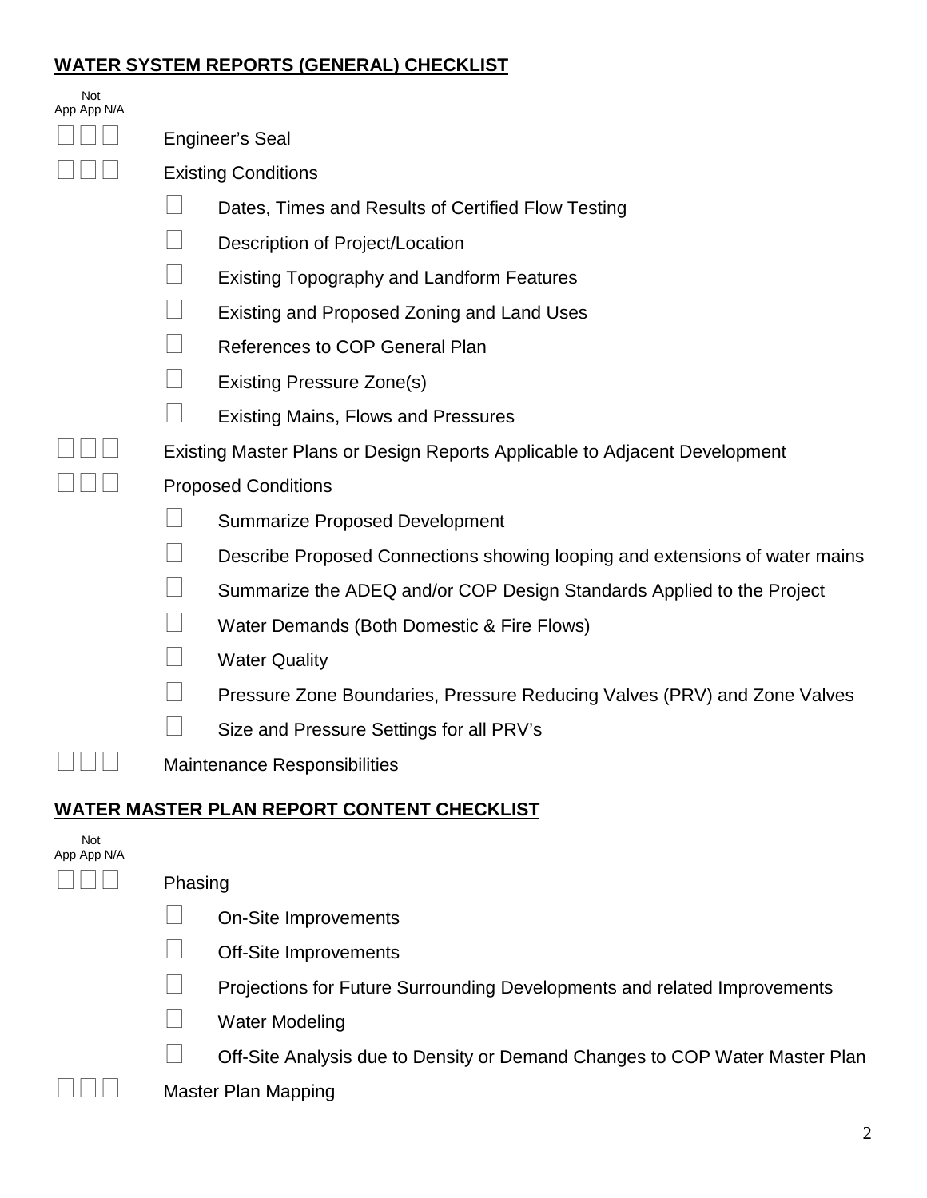## WATER SYSTEM REPORTS (GENERAL) CHECKLIST

| App | Not App | N/A | |
|---|---|---|---|
| ☐ | ☐ | ☐ | Engineer's Seal |
| ☐ | ☐ | ☐ | Existing Conditions |
| | | | ☐ Dates, Times and Results of Certified Flow Testing |
| | | | ☐ Description of Project/Location |
| | | | ☐ Existing Topography and Landform Features |
| | | | ☐ Existing and Proposed Zoning and Land Uses |
| | | | ☐ References to COP General Plan |
| | | | ☐ Existing Pressure Zone(s) |
| | | | ☐ Existing Mains, Flows and Pressures |
| ☐ | ☐ | ☐ | Existing Master Plans or Design Reports Applicable to Adjacent Development |
| ☐ | ☐ | ☐ | Proposed Conditions |
| | | | ☐ Summarize Proposed Development |
| | | | ☐ Describe Proposed Connections showing looping and extensions of water mains |
| | | | ☐ Summarize the ADEQ and/or COP Design Standards Applied to the Project |
| | | | ☐ Water Demands (Both Domestic & Fire Flows) |
| | | | ☐ Water Quality |
| | | | ☐ Pressure Zone Boundaries, Pressure Reducing Valves (PRV) and Zone Valves |
| | | | ☐ Size and Pressure Settings for all PRV's |
| ☐ | ☐ | ☐ | Maintenance Responsibilities |

## WATER MASTER PLAN REPORT CONTENT CHECKLIST

| App | Not App | N/A | |
|---|---|---|---|
| ☐ | ☐ | ☐ | Phasing |
| | | | ☐ On-Site Improvements |
| | | | ☐ Off-Site Improvements |
| | | | ☐ Projections for Future Surrounding Developments and related Improvements |
| | | | ☐ Water Modeling |
| | | | ☐ Off-Site Analysis due to Density or Demand Changes to COP Water Master Plan |
| ☐ | ☐ | ☐ | Master Plan Mapping |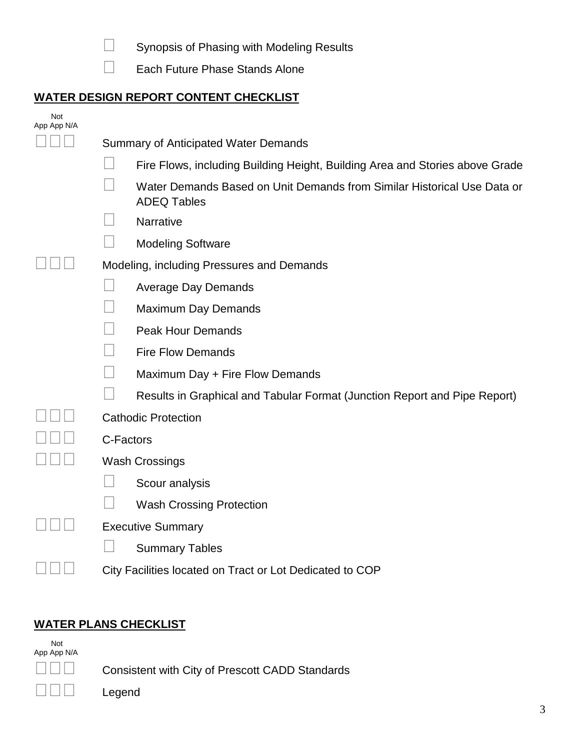- ☐ Synopsis of Phasing with Modeling Results
- ☐ Each Future Phase Stands Alone

## WATER DESIGN REPORT CONTENT CHECKLIST

| App | Not App | N/A | Item |
|---|---|---|---|
| ☐ | ☐ | ☐ | Summary of Anticipated Water Demands |
| | | | ☐ Fire Flows, including Building Height, Building Area and Stories above Grade |
| | | | ☐ Water Demands Based on Unit Demands from Similar Historical Use Data or ADEQ Tables |
| | | | ☐ Narrative |
| | | | ☐ Modeling Software |
| ☐ | ☐ | ☐ | Modeling, including Pressures and Demands |
| | | | ☐ Average Day Demands |
| | | | ☐ Maximum Day Demands |
| | | | ☐ Peak Hour Demands |
| | | | ☐ Fire Flow Demands |
| | | | ☐ Maximum Day + Fire Flow Demands |
| | | | ☐ Results in Graphical and Tabular Format (Junction Report and Pipe Report) |
| ☐ | ☐ | ☐ | Cathodic Protection |
| ☐ | ☐ | ☐ | C-Factors |
| ☐ | ☐ | ☐ | Wash Crossings |
| | | | ☐ Scour analysis |
| | | | ☐ Wash Crossing Protection |
| ☐ | ☐ | ☐ | Executive Summary |
| | | | ☐ Summary Tables |
| ☐ | ☐ | ☐ | City Facilities located on Tract or Lot Dedicated to COP |

## WATER PLANS CHECKLIST

| App | Not App | N/A | Item |
|---|---|---|---|
| ☐ | ☐ | ☐ | Consistent with City of Prescott CADD Standards |
| ☐ | ☐ | ☐ | Legend |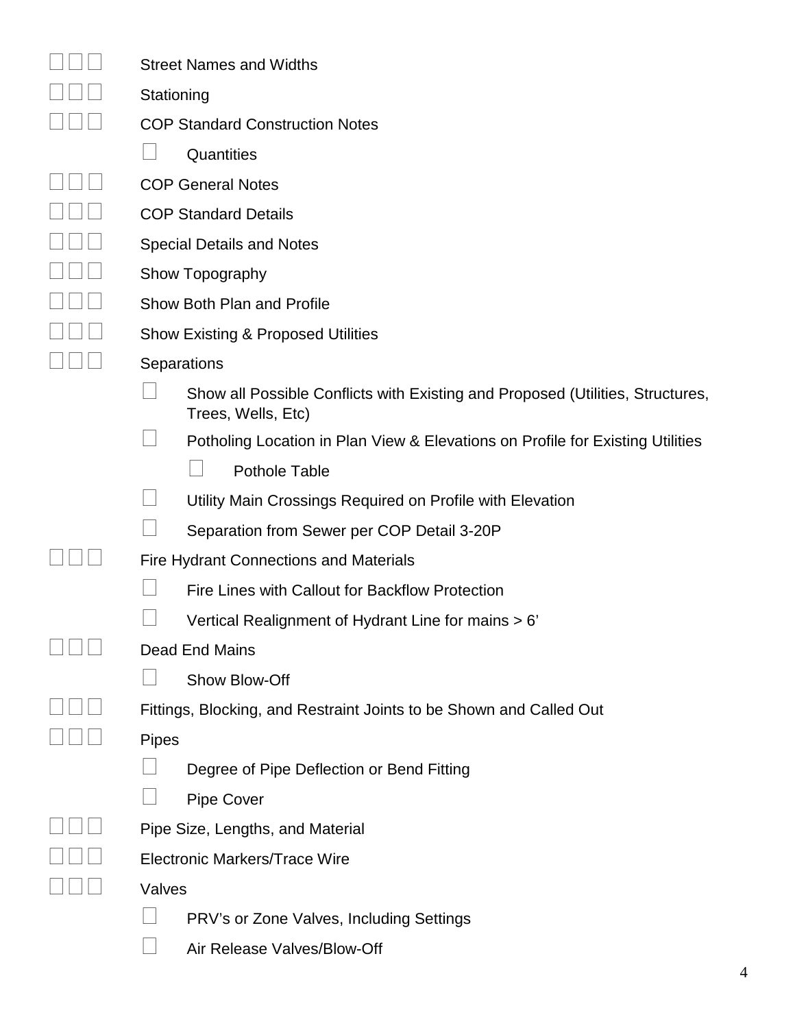☐ ☐ ☐ Street Names and Widths

☐ ☐ ☐ Stationing

☐ ☐ ☐ COP Standard Construction Notes

- ☐ Quantities

☐ ☐ ☐ COP General Notes

☐ ☐ ☐ COP Standard Details

☐ ☐ ☐ Special Details and Notes

☐ ☐ ☐ Show Topography

☐ ☐ ☐ Show Both Plan and Profile

☐ ☐ ☐ Show Existing & Proposed Utilities

☐ ☐ ☐ Separations

- ☐ Show all Possible Conflicts with Existing and Proposed (Utilities, Structures, Trees, Wells, Etc)
- ☐ Potholing Location in Plan View & Elevations on Profile for Existing Utilities
  - ☐ Pothole Table
- ☐ Utility Main Crossings Required on Profile with Elevation
- ☐ Separation from Sewer per COP Detail 3-20P

☐ ☐ ☐ Fire Hydrant Connections and Materials

- ☐ Fire Lines with Callout for Backflow Protection
- ☐ Vertical Realignment of Hydrant Line for mains > 6'

☐ ☐ ☐ Dead End Mains

- ☐ Show Blow-Off

☐ ☐ ☐ Fittings, Blocking, and Restraint Joints to be Shown and Called Out

☐ ☐ ☐ Pipes

- ☐ Degree of Pipe Deflection or Bend Fitting
- ☐ Pipe Cover

☐ ☐ ☐ Pipe Size, Lengths, and Material

☐ ☐ ☐ Electronic Markers/Trace Wire

☐ ☐ ☐ Valves

- ☐ PRV's or Zone Valves, Including Settings
- ☐ Air Release Valves/Blow-Off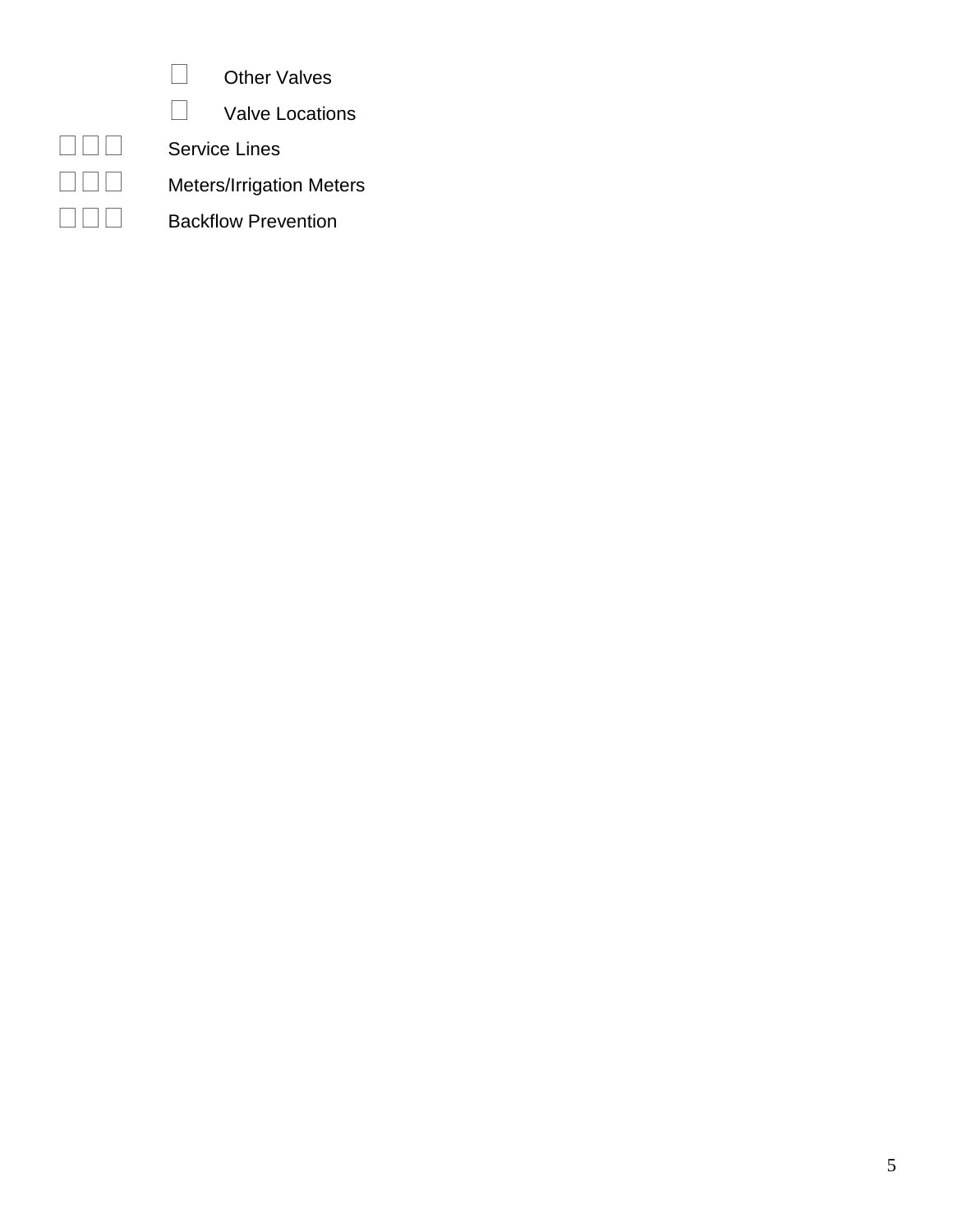- ☐ Other Valves
- ☐ Valve Locations

☐ ☐ ☐ Service Lines

☐ ☐ ☐ Meters/Irrigation Meters

☐ ☐ ☐ Backflow Prevention